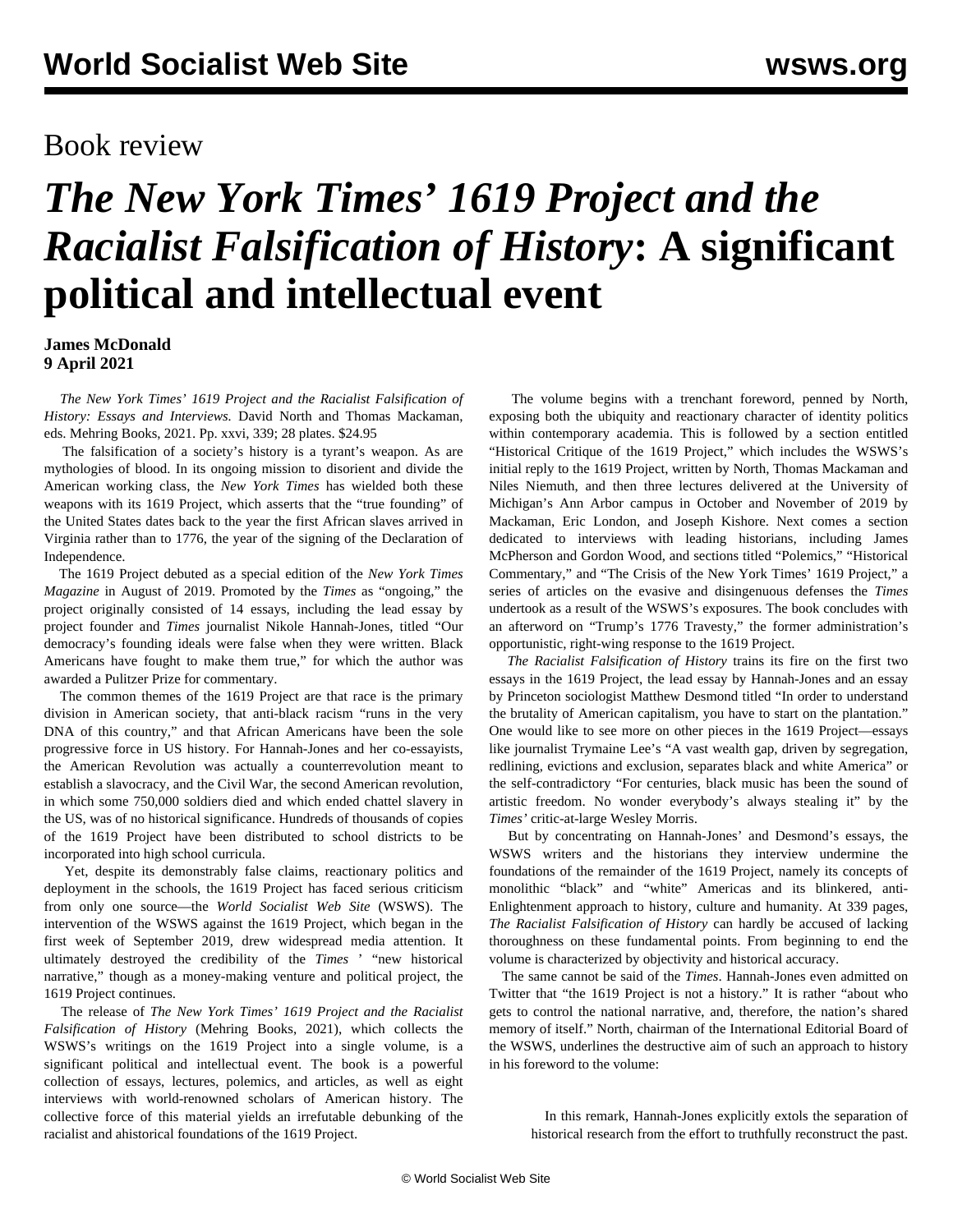Book review

# *The New York Times' 1619 Project and the Racialist Falsification of History*: A significant political and intellectual event

**James McDonald**
**9 April 2021**

*The New York Times' 1619 Project and the Racialist Falsification of History: Essays and Interviews.* David North and Thomas Mackaman, eds. Mehring Books, 2021. Pp. xxvi, 339; 28 plates. $24.95

The falsification of a society's history is a tyrant's weapon. As are mythologies of blood. In its ongoing mission to disorient and divide the American working class, the *New York Times* has wielded both these weapons with its 1619 Project, which asserts that the "true founding" of the United States dates back to the year the first African slaves arrived in Virginia rather than to 1776, the year of the signing of the Declaration of Independence.

The 1619 Project debuted as a special edition of the *New York Times Magazine* in August of 2019. Promoted by the *Times* as "ongoing," the project originally consisted of 14 essays, including the lead essay by project founder and *Times* journalist Nikole Hannah-Jones, titled "Our democracy's founding ideals were false when they were written. Black Americans have fought to make them true," for which the author was awarded a Pulitzer Prize for commentary.

The common themes of the 1619 Project are that race is the primary division in American society, that anti-black racism "runs in the very DNA of this country," and that African Americans have been the sole progressive force in US history. For Hannah-Jones and her co-essayists, the American Revolution was actually a counterrevolution meant to establish a slavocracy, and the Civil War, the second American revolution, in which some 750,000 soldiers died and which ended chattel slavery in the US, was of no historical significance. Hundreds of thousands of copies of the 1619 Project have been distributed to school districts to be incorporated into high school curricula.

Yet, despite its demonstrably false claims, reactionary politics and deployment in the schools, the 1619 Project has faced serious criticism from only one source—the *World Socialist Web Site* (WSWS). The intervention of the WSWS against the 1619 Project, which began in the first week of September 2019, drew widespread media attention. It ultimately destroyed the credibility of the *Times* ' "new historical narrative," though as a money-making venture and political project, the 1619 Project continues.

The release of *The New York Times' 1619 Project and the Racialist Falsification of History* (Mehring Books, 2021), which collects the WSWS's writings on the 1619 Project into a single volume, is a significant political and intellectual event. The book is a powerful collection of essays, lectures, polemics, and articles, as well as eight interviews with world-renowned scholars of American history. The collective force of this material yields an irrefutable debunking of the racialist and ahistorical foundations of the 1619 Project.

The volume begins with a trenchant foreword, penned by North, exposing both the ubiquity and reactionary character of identity politics within contemporary academia. This is followed by a section entitled "Historical Critique of the 1619 Project," which includes the WSWS's initial reply to the 1619 Project, written by North, Thomas Mackaman and Niles Niemuth, and then three lectures delivered at the University of Michigan's Ann Arbor campus in October and November of 2019 by Mackaman, Eric London, and Joseph Kishore. Next comes a section dedicated to interviews with leading historians, including James McPherson and Gordon Wood, and sections titled "Polemics," "Historical Commentary," and "The Crisis of the New York Times' 1619 Project," a series of articles on the evasive and disingenuous defenses the *Times* undertook as a result of the WSWS's exposures. The book concludes with an afterword on "Trump's 1776 Travesty," the former administration's opportunistic, right-wing response to the 1619 Project.

*The Racialist Falsification of History* trains its fire on the first two essays in the 1619 Project, the lead essay by Hannah-Jones and an essay by Princeton sociologist Matthew Desmond titled "In order to understand the brutality of American capitalism, you have to start on the plantation." One would like to see more on other pieces in the 1619 Project—essays like journalist Trymaine Lee's "A vast wealth gap, driven by segregation, redlining, evictions and exclusion, separates black and white America" or the self-contradictory "For centuries, black music has been the sound of artistic freedom. No wonder everybody's always stealing it" by the *Times'* critic-at-large Wesley Morris.

But by concentrating on Hannah-Jones' and Desmond's essays, the WSWS writers and the historians they interview undermine the foundations of the remainder of the 1619 Project, namely its concepts of monolithic "black" and "white" Americas and its blinkered, anti-Enlightenment approach to history, culture and humanity. At 339 pages, *The Racialist Falsification of History* can hardly be accused of lacking thoroughness on these fundamental points. From beginning to end the volume is characterized by objectivity and historical accuracy.

The same cannot be said of the *Times*. Hannah-Jones even admitted on Twitter that "the 1619 Project is not a history." It is rather "about who gets to control the national narrative, and, therefore, the nation's shared memory of itself." North, chairman of the International Editorial Board of the WSWS, underlines the destructive aim of such an approach to history in his foreword to the volume:

> In this remark, Hannah-Jones explicitly extols the separation of historical research from the effort to truthfully reconstruct the past.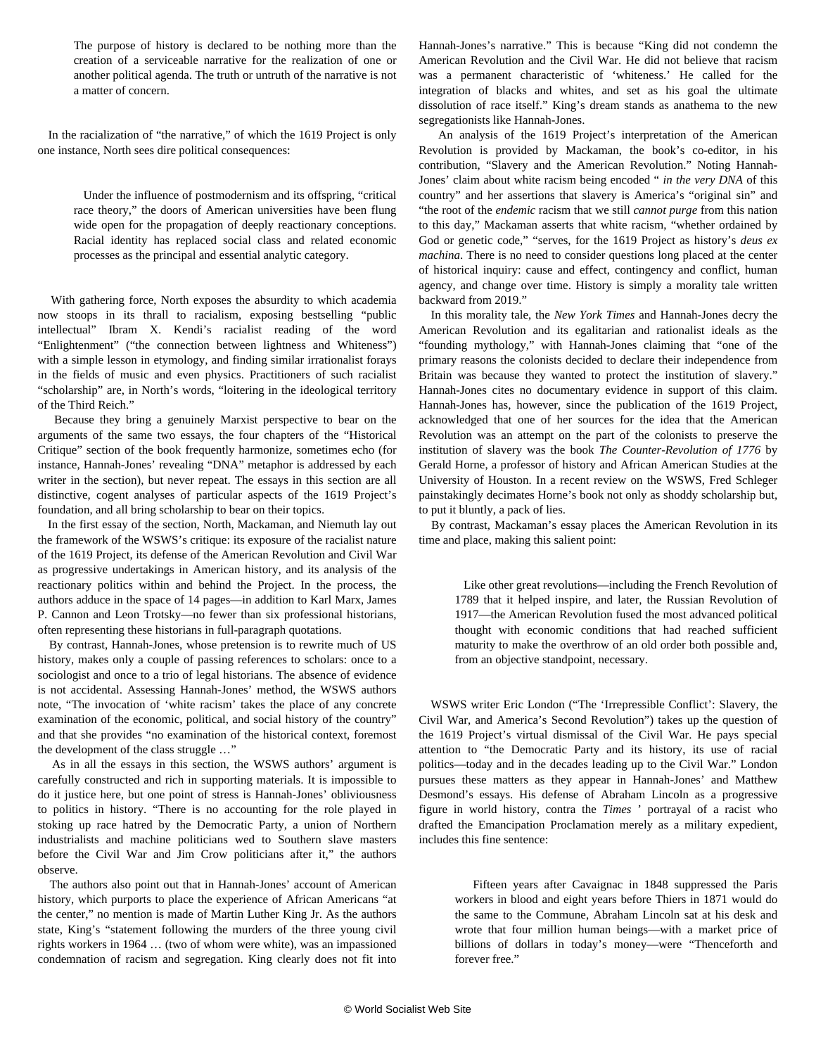> The purpose of history is declared to be nothing more than the creation of a serviceable narrative for the realization of one or another political agenda. The truth or untruth of the narrative is not a matter of concern.

In the racialization of "the narrative," of which the 1619 Project is only one instance, North sees dire political consequences:

> Under the influence of postmodernism and its offspring, "critical race theory," the doors of American universities have been flung wide open for the propagation of deeply reactionary conceptions. Racial identity has replaced social class and related economic processes as the principal and essential analytic category.

With gathering force, North exposes the absurdity to which academia now stoops in its thrall to racialism, exposing bestselling "public intellectual" Ibram X. Kendi's racialist reading of the word "Enlightenment" ("the connection between lightness and Whiteness") with a simple lesson in etymology, and finding similar irrationalist forays in the fields of music and even physics. Practitioners of such racialist "scholarship" are, in North's words, "loitering in the ideological territory of the Third Reich."

Because they bring a genuinely Marxist perspective to bear on the arguments of the same two essays, the four chapters of the "Historical Critique" section of the book frequently harmonize, sometimes echo (for instance, Hannah-Jones' revealing "DNA" metaphor is addressed by each writer in the section), but never repeat. The essays in this section are all distinctive, cogent analyses of particular aspects of the 1619 Project's foundation, and all bring scholarship to bear on their topics.

In the first essay of the section, North, Mackaman, and Niemuth lay out the framework of the WSWS's critique: its exposure of the racialist nature of the 1619 Project, its defense of the American Revolution and Civil War as progressive undertakings in American history, and its analysis of the reactionary politics within and behind the Project. In the process, the authors adduce in the space of 14 pages—in addition to Karl Marx, James P. Cannon and Leon Trotsky—no fewer than six professional historians, often representing these historians in full-paragraph quotations.

By contrast, Hannah-Jones, whose pretension is to rewrite much of US history, makes only a couple of passing references to scholars: once to a sociologist and once to a trio of legal historians. The absence of evidence is not accidental. Assessing Hannah-Jones' method, the WSWS authors note, "The invocation of 'white racism' takes the place of any concrete examination of the economic, political, and social history of the country" and that she provides "no examination of the historical context, foremost the development of the class struggle …"

As in all the essays in this section, the WSWS authors' argument is carefully constructed and rich in supporting materials. It is impossible to do it justice here, but one point of stress is Hannah-Jones' obliviousness to politics in history. "There is no accounting for the role played in stoking up race hatred by the Democratic Party, a union of Northern industrialists and machine politicians wed to Southern slave masters before the Civil War and Jim Crow politicians after it," the authors observe.

The authors also point out that in Hannah-Jones' account of American history, which purports to place the experience of African Americans "at the center," no mention is made of Martin Luther King Jr. As the authors state, King's "statement following the murders of the three young civil rights workers in 1964 … (two of whom were white), was an impassioned condemnation of racism and segregation. King clearly does not fit into Hannah-Jones's narrative." This is because "King did not condemn the American Revolution and the Civil War. He did not believe that racism was a permanent characteristic of 'whiteness.' He called for the integration of blacks and whites, and set as his goal the ultimate dissolution of race itself." King's dream stands as anathema to the new segregationists like Hannah-Jones.

An analysis of the 1619 Project's interpretation of the American Revolution is provided by Mackaman, the book's co-editor, in his contribution, "Slavery and the American Revolution." Noting Hannah-Jones' claim about white racism being encoded " *in the very DNA* of this country" and her assertions that slavery is America's "original sin" and "the root of the *endemic* racism that we still *cannot purge* from this nation to this day," Mackaman asserts that white racism, "whether ordained by God or genetic code," "serves, for the 1619 Project as history's *deus ex machina*. There is no need to consider questions long placed at the center of historical inquiry: cause and effect, contingency and conflict, human agency, and change over time. History is simply a morality tale written backward from 2019."

In this morality tale, the *New York Times* and Hannah-Jones decry the American Revolution and its egalitarian and rationalist ideals as the "founding mythology," with Hannah-Jones claiming that "one of the primary reasons the colonists decided to declare their independence from Britain was because they wanted to protect the institution of slavery." Hannah-Jones cites no documentary evidence in support of this claim. Hannah-Jones has, however, since the publication of the 1619 Project, acknowledged that one of her sources for the idea that the American Revolution was an attempt on the part of the colonists to preserve the institution of slavery was the book *The Counter-Revolution of 1776* by Gerald Horne, a professor of history and African American Studies at the University of Houston. In a recent review on the WSWS, Fred Schleger painstakingly decimates Horne's book not only as shoddy scholarship but, to put it bluntly, a pack of lies.

By contrast, Mackaman's essay places the American Revolution in its time and place, making this salient point:

> Like other great revolutions—including the French Revolution of 1789 that it helped inspire, and later, the Russian Revolution of 1917—the American Revolution fused the most advanced political thought with economic conditions that had reached sufficient maturity to make the overthrow of an old order both possible and, from an objective standpoint, necessary.

WSWS writer Eric London ("The 'Irrepressible Conflict': Slavery, the Civil War, and America's Second Revolution") takes up the question of the 1619 Project's virtual dismissal of the Civil War. He pays special attention to "the Democratic Party and its history, its use of racial politics—today and in the decades leading up to the Civil War." London pursues these matters as they appear in Hannah-Jones' and Matthew Desmond's essays. His defense of Abraham Lincoln as a progressive figure in world history, contra the *Times* ' portrayal of a racist who drafted the Emancipation Proclamation merely as a military expedient, includes this fine sentence:

> Fifteen years after Cavaignac in 1848 suppressed the Paris workers in blood and eight years before Thiers in 1871 would do the same to the Commune, Abraham Lincoln sat at his desk and wrote that four million human beings—with a market price of billions of dollars in today's money—were "Thenceforth and forever free."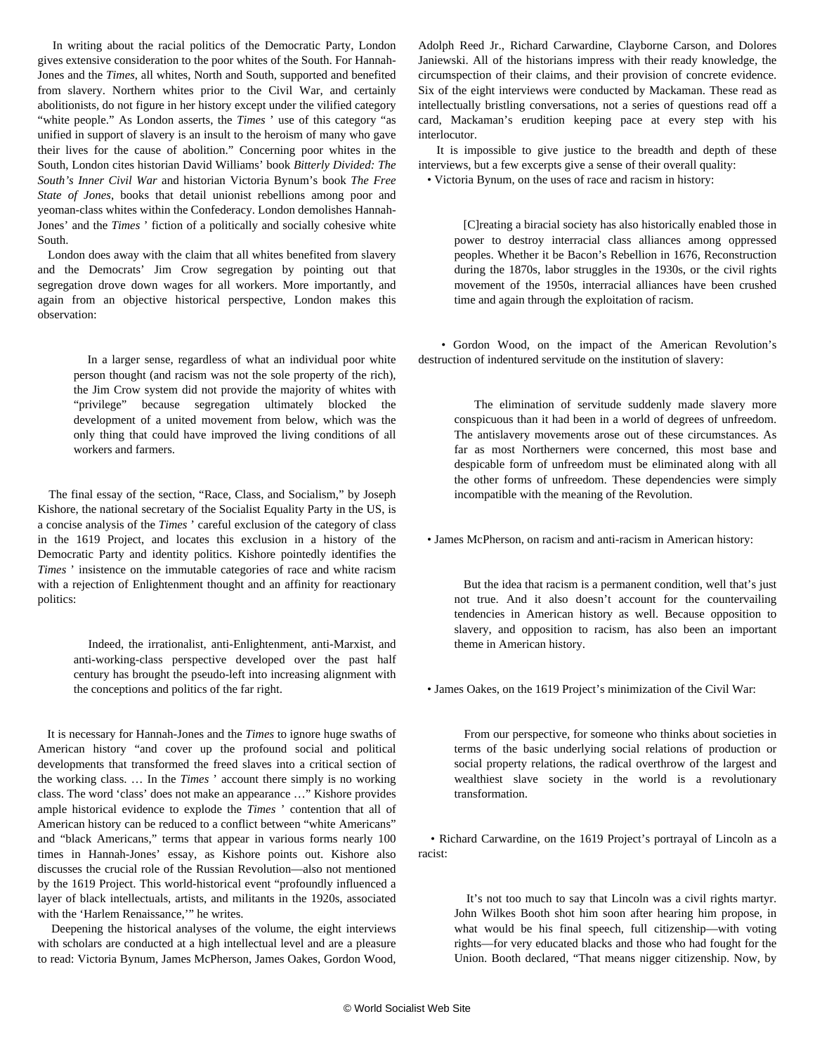In writing about the racial politics of the Democratic Party, London gives extensive consideration to the poor whites of the South. For Hannah-Jones and the *Times*, all whites, North and South, supported and benefited from slavery. Northern whites prior to the Civil War, and certainly abolitionists, do not figure in her history except under the vilified category "white people." As London asserts, the *Times* ' use of this category "as unified in support of slavery is an insult to the heroism of many who gave their lives for the cause of abolition." Concerning poor whites in the South, London cites historian David Williams' book *Bitterly Divided: The South's Inner Civil War* and historian Victoria Bynum's book *The Free State of Jones*, books that detail unionist rebellions among poor and yeoman-class whites within the Confederacy. London demolishes Hannah-Jones' and the *Times* ' fiction of a politically and socially cohesive white South.

London does away with the claim that all whites benefited from slavery and the Democrats' Jim Crow segregation by pointing out that segregation drove down wages for all workers. More importantly, and again from an objective historical perspective, London makes this observation:

> In a larger sense, regardless of what an individual poor white person thought (and racism was not the sole property of the rich), the Jim Crow system did not provide the majority of whites with "privilege" because segregation ultimately blocked the development of a united movement from below, which was the only thing that could have improved the living conditions of all workers and farmers.

The final essay of the section, "Race, Class, and Socialism," by Joseph Kishore, the national secretary of the Socialist Equality Party in the US, is a concise analysis of the *Times* ' careful exclusion of the category of class in the 1619 Project, and locates this exclusion in a history of the Democratic Party and identity politics. Kishore pointedly identifies the *Times* ' insistence on the immutable categories of race and white racism with a rejection of Enlightenment thought and an affinity for reactionary politics:

> Indeed, the irrationalist, anti-Enlightenment, anti-Marxist, and anti-working-class perspective developed over the past half century has brought the pseudo-left into increasing alignment with the conceptions and politics of the far right.

It is necessary for Hannah-Jones and the *Times* to ignore huge swaths of American history "and cover up the profound social and political developments that transformed the freed slaves into a critical section of the working class. … In the *Times* ' account there simply is no working class. The word 'class' does not make an appearance …" Kishore provides ample historical evidence to explode the *Times* ' contention that all of American history can be reduced to a conflict between "white Americans" and "black Americans," terms that appear in various forms nearly 100 times in Hannah-Jones' essay, as Kishore points out. Kishore also discusses the crucial role of the Russian Revolution—also not mentioned by the 1619 Project. This world-historical event "profoundly influenced a layer of black intellectuals, artists, and militants in the 1920s, associated with the 'Harlem Renaissance,'" he writes.

Deepening the historical analyses of the volume, the eight interviews with scholars are conducted at a high intellectual level and are a pleasure to read: Victoria Bynum, James McPherson, James Oakes, Gordon Wood, Adolph Reed Jr., Richard Carwardine, Clayborne Carson, and Dolores Janiewski. All of the historians impress with their ready knowledge, the circumspection of their claims, and their provision of concrete evidence. Six of the eight interviews were conducted by Mackaman. These read as intellectually bristling conversations, not a series of questions read off a card, Mackaman's erudition keeping pace at every step with his interlocutor.

It is impossible to give justice to the breadth and depth of these interviews, but a few excerpts give a sense of their overall quality:

- Victoria Bynum, on the uses of race and racism in history:

> [C]reating a biracial society has also historically enabled those in power to destroy interracial class alliances among oppressed peoples. Whether it be Bacon's Rebellion in 1676, Reconstruction during the 1870s, labor struggles in the 1930s, or the civil rights movement of the 1950s, interracial alliances have been crushed time and again through the exploitation of racism.

- Gordon Wood, on the impact of the American Revolution's destruction of indentured servitude on the institution of slavery:

> The elimination of servitude suddenly made slavery more conspicuous than it had been in a world of degrees of unfreedom. The antislavery movements arose out of these circumstances. As far as most Northerners were concerned, this most base and despicable form of unfreedom must be eliminated along with all the other forms of unfreedom. These dependencies were simply incompatible with the meaning of the Revolution.

- James McPherson, on racism and anti-racism in American history:

> But the idea that racism is a permanent condition, well that's just not true. And it also doesn't account for the countervailing tendencies in American history as well. Because opposition to slavery, and opposition to racism, has also been an important theme in American history.

- James Oakes, on the 1619 Project's minimization of the Civil War:

> From our perspective, for someone who thinks about societies in terms of the basic underlying social relations of production or social property relations, the radical overthrow of the largest and wealthiest slave society in the world is a revolutionary transformation.

- Richard Carwardine, on the 1619 Project's portrayal of Lincoln as a racist:

> It's not too much to say that Lincoln was a civil rights martyr. John Wilkes Booth shot him soon after hearing him propose, in what would be his final speech, full citizenship—with voting rights—for very educated blacks and those who had fought for the Union. Booth declared, "That means nigger citizenship. Now, by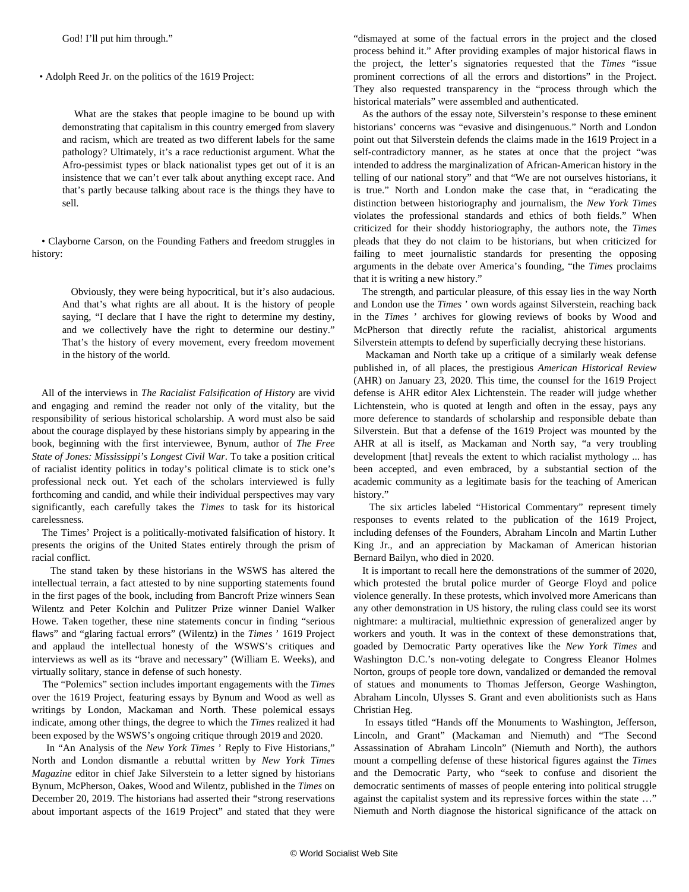God! I'll put him through."

- Adolph Reed Jr. on the politics of the 1619 Project:

> What are the stakes that people imagine to be bound up with demonstrating that capitalism in this country emerged from slavery and racism, which are treated as two different labels for the same pathology? Ultimately, it's a race reductionist argument. What the Afro-pessimist types or black nationalist types get out of it is an insistence that we can't ever talk about anything except race. And that's partly because talking about race is the things they have to sell.

- Clayborne Carson, on the Founding Fathers and freedom struggles in history:

> Obviously, they were being hypocritical, but it's also audacious. And that's what rights are all about. It is the history of people saying, "I declare that I have the right to determine my destiny, and we collectively have the right to determine our destiny." That's the history of every movement, every freedom movement in the history of the world.

All of the interviews in *The Racialist Falsification of History* are vivid and engaging and remind the reader not only of the vitality, but the responsibility of serious historical scholarship. A word must also be said about the courage displayed by these historians simply by appearing in the book, beginning with the first interviewee, Bynum, author of *The Free State of Jones: Mississippi's Longest Civil War*. To take a position critical of racialist identity politics in today's political climate is to stick one's professional neck out. Yet each of the scholars interviewed is fully forthcoming and candid, and while their individual perspectives may vary significantly, each carefully takes the *Times* to task for its historical carelessness.

The Times' Project is a politically-motivated falsification of history. It presents the origins of the United States entirely through the prism of racial conflict.

The stand taken by these historians in the WSWS has altered the intellectual terrain, a fact attested to by nine supporting statements found in the first pages of the book, including from Bancroft Prize winners Sean Wilentz and Peter Kolchin and Pulitzer Prize winner Daniel Walker Howe. Taken together, these nine statements concur in finding "serious flaws" and "glaring factual errors" (Wilentz) in the *Times* ' 1619 Project and applaud the intellectual honesty of the WSWS's critiques and interviews as well as its "brave and necessary" (William E. Weeks), and virtually solitary, stance in defense of such honesty.

The "Polemics" section includes important engagements with the *Times* over the 1619 Project, featuring essays by Bynum and Wood as well as writings by London, Mackaman and North. These polemical essays indicate, among other things, the degree to which the *Times* realized it had been exposed by the WSWS's ongoing critique through 2019 and 2020.

In "An Analysis of the *New York Times* ' Reply to Five Historians," North and London dismantle a rebuttal written by *New York Times Magazine* editor in chief Jake Silverstein to a letter signed by historians Bynum, McPherson, Oakes, Wood and Wilentz, published in the *Times* on December 20, 2019. The historians had asserted their "strong reservations about important aspects of the 1619 Project" and stated that they were "dismayed at some of the factual errors in the project and the closed process behind it." After providing examples of major historical flaws in the project, the letter's signatories requested that the *Times* "issue prominent corrections of all the errors and distortions" in the Project. They also requested transparency in the "process through which the historical materials" were assembled and authenticated.

As the authors of the essay note, Silverstein's response to these eminent historians' concerns was "evasive and disingenuous." North and London point out that Silverstein defends the claims made in the 1619 Project in a self-contradictory manner, as he states at once that the project "was intended to address the marginalization of African-American history in the telling of our national story" and that "We are not ourselves historians, it is true." North and London make the case that, in "eradicating the distinction between historiography and journalism, the *New York Times* violates the professional standards and ethics of both fields." When criticized for their shoddy historiography, the authors note, the *Times* pleads that they do not claim to be historians, but when criticized for failing to meet journalistic standards for presenting the opposing arguments in the debate over America's founding, "the *Times* proclaims that it is writing a new history."

The strength, and particular pleasure, of this essay lies in the way North and London use the *Times* ' own words against Silverstein, reaching back in the *Times* ' archives for glowing reviews of books by Wood and McPherson that directly refute the racialist, ahistorical arguments Silverstein attempts to defend by superficially decrying these historians.

Mackaman and North take up a critique of a similarly weak defense published in, of all places, the prestigious *American Historical Review* (AHR) on January 23, 2020. This time, the counsel for the 1619 Project defense is AHR editor Alex Lichtenstein. The reader will judge whether Lichtenstein, who is quoted at length and often in the essay, pays any more deference to standards of scholarship and responsible debate than Silverstein. But that a defense of the 1619 Project was mounted by the AHR at all is itself, as Mackaman and North say, "a very troubling development [that] reveals the extent to which racialist mythology ... has been accepted, and even embraced, by a substantial section of the academic community as a legitimate basis for the teaching of American history."

The six articles labeled "Historical Commentary" represent timely responses to events related to the publication of the 1619 Project, including defenses of the Founders, Abraham Lincoln and Martin Luther King Jr., and an appreciation by Mackaman of American historian Bernard Bailyn, who died in 2020.

It is important to recall here the demonstrations of the summer of 2020, which protested the brutal police murder of George Floyd and police violence generally. In these protests, which involved more Americans than any other demonstration in US history, the ruling class could see its worst nightmare: a multiracial, multiethnic expression of generalized anger by workers and youth. It was in the context of these demonstrations that, goaded by Democratic Party operatives like the *New York Times* and Washington D.C.'s non-voting delegate to Congress Eleanor Holmes Norton, groups of people tore down, vandalized or demanded the removal of statues and monuments to Thomas Jefferson, George Washington, Abraham Lincoln, Ulysses S. Grant and even abolitionists such as Hans Christian Heg.

In essays titled "Hands off the Monuments to Washington, Jefferson, Lincoln, and Grant" (Mackaman and Niemuth) and "The Second Assassination of Abraham Lincoln" (Niemuth and North), the authors mount a compelling defense of these historical figures against the *Times* and the Democratic Party, who "seek to confuse and disorient the democratic sentiments of masses of people entering into political struggle against the capitalist system and its repressive forces within the state …" Niemuth and North diagnose the historical significance of the attack on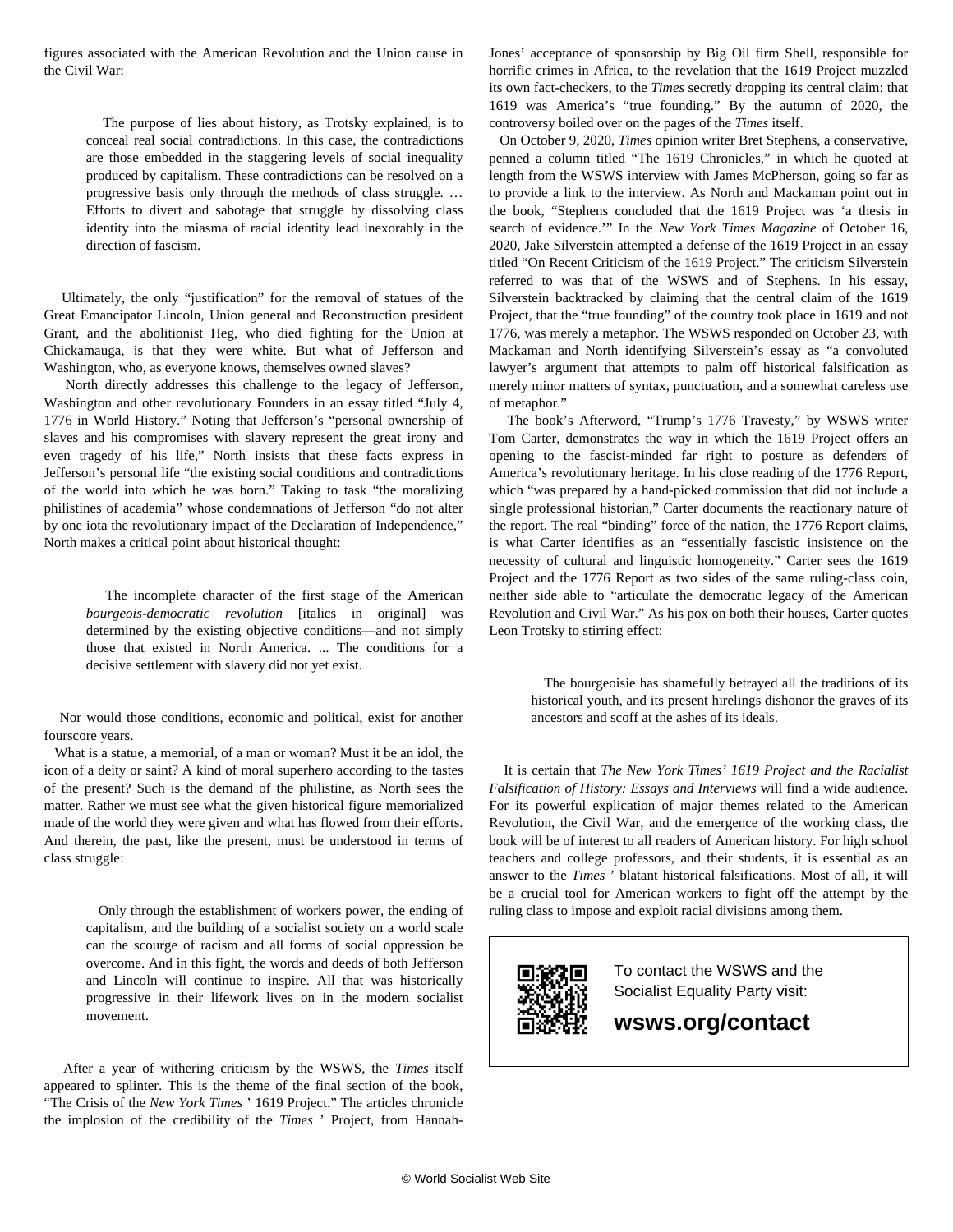figures associated with the American Revolution and the Union cause in the Civil War:

> The purpose of lies about history, as Trotsky explained, is to conceal real social contradictions. In this case, the contradictions are those embedded in the staggering levels of social inequality produced by capitalism. These contradictions can be resolved on a progressive basis only through the methods of class struggle. … Efforts to divert and sabotage that struggle by dissolving class identity into the miasma of racial identity lead inexorably in the direction of fascism.

Ultimately, the only "justification" for the removal of statues of the Great Emancipator Lincoln, Union general and Reconstruction president Grant, and the abolitionist Heg, who died fighting for the Union at Chickamauga, is that they were white. But what of Jefferson and Washington, who, as everyone knows, themselves owned slaves?

North directly addresses this challenge to the legacy of Jefferson, Washington and other revolutionary Founders in an essay titled "July 4, 1776 in World History." Noting that Jefferson's "personal ownership of slaves and his compromises with slavery represent the great irony and even tragedy of his life," North insists that these facts express in Jefferson's personal life "the existing social conditions and contradictions of the world into which he was born." Taking to task "the moralizing philistines of academia" whose condemnations of Jefferson "do not alter by one iota the revolutionary impact of the Declaration of Independence," North makes a critical point about historical thought:

> The incomplete character of the first stage of the American *bourgeois-democratic revolution* [italics in original] was determined by the existing objective conditions—and not simply those that existed in North America. ... The conditions for a decisive settlement with slavery did not yet exist.

Nor would those conditions, economic and political, exist for another fourscore years.

What is a statue, a memorial, of a man or woman? Must it be an idol, the icon of a deity or saint? A kind of moral superhero according to the tastes of the present? Such is the demand of the philistine, as North sees the matter. Rather we must see what the given historical figure memorialized made of the world they were given and what has flowed from their efforts. And therein, the past, like the present, must be understood in terms of class struggle:

> Only through the establishment of workers power, the ending of capitalism, and the building of a socialist society on a world scale can the scourge of racism and all forms of social oppression be overcome. And in this fight, the words and deeds of both Jefferson and Lincoln will continue to inspire. All that was historically progressive in their lifework lives on in the modern socialist movement.

After a year of withering criticism by the WSWS, the *Times* itself appeared to splinter. This is the theme of the final section of the book, "The Crisis of the *New York Times* ' 1619 Project." The articles chronicle the implosion of the credibility of the *Times* ' Project, from Hannah-Jones' acceptance of sponsorship by Big Oil firm Shell, responsible for horrific crimes in Africa, to the revelation that the 1619 Project muzzled its own fact-checkers, to the *Times* secretly dropping its central claim: that 1619 was America's "true founding." By the autumn of 2020, the controversy boiled over on the pages of the *Times* itself.

On October 9, 2020, *Times* opinion writer Bret Stephens, a conservative, penned a column titled "The 1619 Chronicles," in which he quoted at length from the WSWS interview with James McPherson, going so far as to provide a link to the interview. As North and Mackaman point out in the book, "Stephens concluded that the 1619 Project was 'a thesis in search of evidence.'" In the *New York Times Magazine* of October 16, 2020, Jake Silverstein attempted a defense of the 1619 Project in an essay titled "On Recent Criticism of the 1619 Project." The criticism Silverstein referred to was that of the WSWS and of Stephens. In his essay, Silverstein backtracked by claiming that the central claim of the 1619 Project, that the "true founding" of the country took place in 1619 and not 1776, was merely a metaphor. The WSWS responded on October 23, with Mackaman and North identifying Silverstein's essay as "a convoluted lawyer's argument that attempts to palm off historical falsification as merely minor matters of syntax, punctuation, and a somewhat careless use of metaphor."

The book's Afterword, "Trump's 1776 Travesty," by WSWS writer Tom Carter, demonstrates the way in which the 1619 Project offers an opening to the fascist-minded far right to posture as defenders of America's revolutionary heritage. In his close reading of the 1776 Report, which "was prepared by a hand-picked commission that did not include a single professional historian," Carter documents the reactionary nature of the report. The real "binding" force of the nation, the 1776 Report claims, is what Carter identifies as an "essentially fascistic insistence on the necessity of cultural and linguistic homogeneity." Carter sees the 1619 Project and the 1776 Report as two sides of the same ruling-class coin, neither side able to "articulate the democratic legacy of the American Revolution and Civil War." As his pox on both their houses, Carter quotes Leon Trotsky to stirring effect:

> The bourgeoisie has shamefully betrayed all the traditions of its historical youth, and its present hirelings dishonor the graves of its ancestors and scoff at the ashes of its ideals.

It is certain that *The New York Times' 1619 Project and the Racialist Falsification of History: Essays and Interviews* will find a wide audience. For its powerful explication of major themes related to the American Revolution, the Civil War, and the emergence of the working class, the book will be of interest to all readers of American history. For high school teachers and college professors, and their students, it is essential as an answer to the *Times* ' blatant historical falsifications. Most of all, it will be a crucial tool for American workers to fight off the attempt by the ruling class to impose and exploit racial divisions among them.

To contact the WSWS and the Socialist Equality Party visit:

**wsws.org/contact**